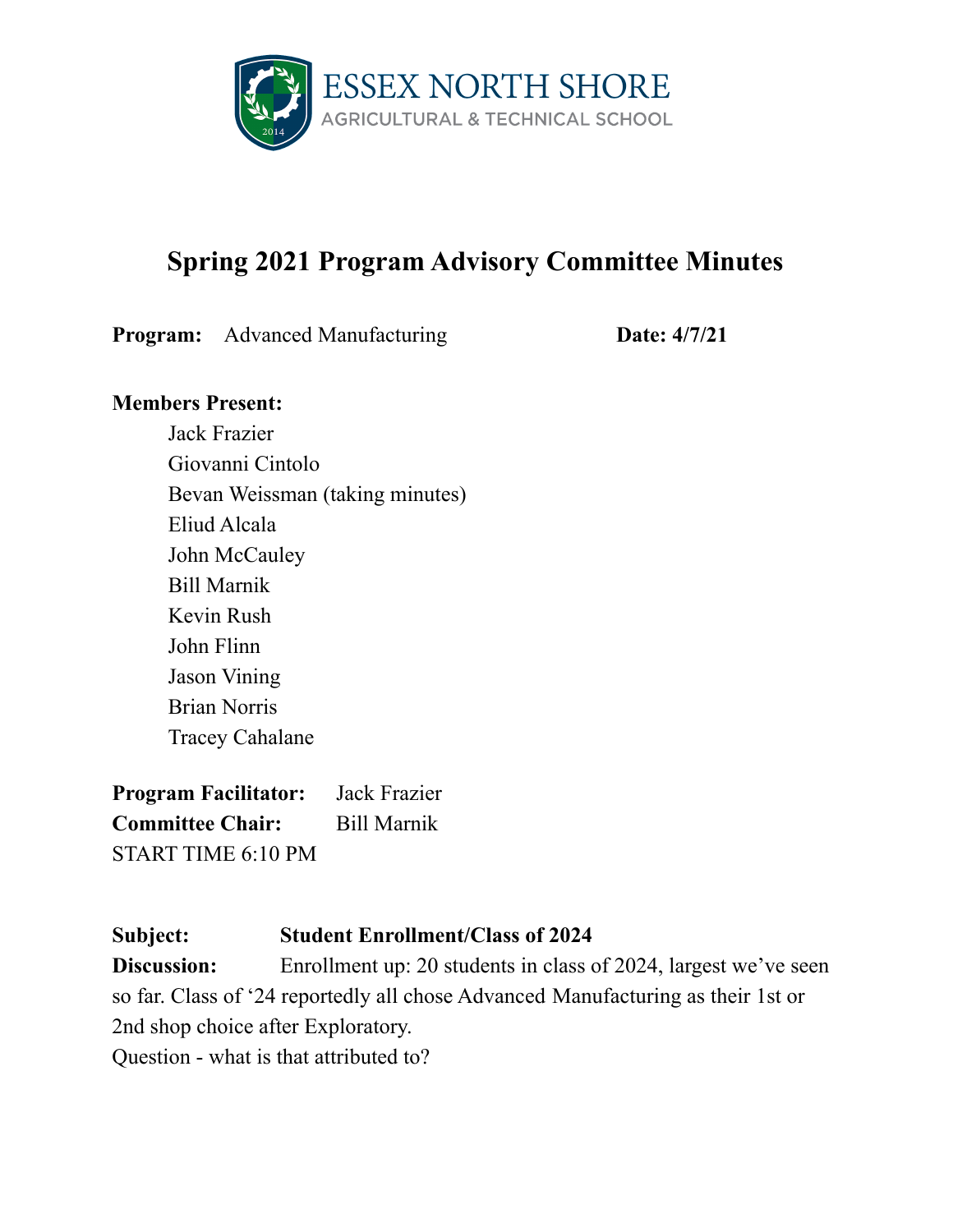ESSEX NORTH SHORE
AGRICULTURAL & TECHNICAL SCHOOL

# Spring 2021 Program Advisory Committee Minutes

**Program:** Advanced Manufacturing **Date: 4/7/21**

**Members Present:**

- Jack Frazier
- Giovanni Cintolo
- Bevan Weissman (taking minutes)
- Eliud Alcala
- John McCauley
- Bill Marnik
- Kevin Rush
- John Flinn
- Jason Vining
- Brian Norris
- Tracey Cahalane

**Program Facilitator:** Jack Frazier
**Committee Chair:** Bill Marnik
START TIME 6:10 PM

**Subject:** **Student Enrollment/Class of 2024**
**Discussion:** Enrollment up: 20 students in class of 2024, largest we've seen so far. Class of '24 reportedly all chose Advanced Manufacturing as their 1st or 2nd shop choice after Exploratory.
Question - what is that attributed to?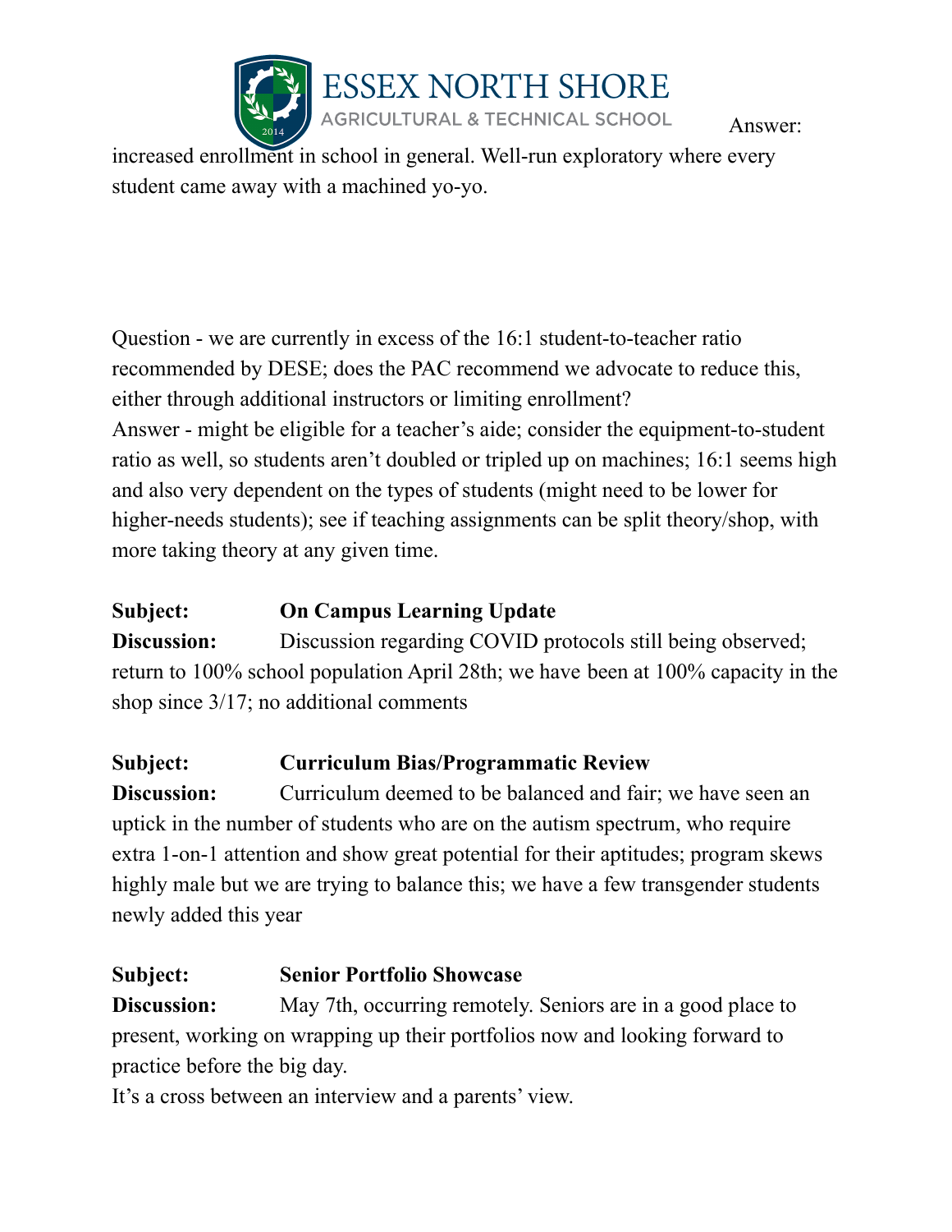Answer: increased enrollment in school in general. Well-run exploratory where every student came away with a machined yo-yo.

Question - we are currently in excess of the 16:1 student-to-teacher ratio recommended by DESE; does the PAC recommend we advocate to reduce this, either through additional instructors or limiting enrollment?
Answer - might be eligible for a teacher's aide; consider the equipment-to-student ratio as well, so students aren't doubled or tripled up on machines; 16:1 seems high and also very dependent on the types of students (might need to be lower for higher-needs students); see if teaching assignments can be split theory/shop, with more taking theory at any given time.

**Subject:** **On Campus Learning Update**
**Discussion:** Discussion regarding COVID protocols still being observed; return to 100% school population April 28th; we have been at 100% capacity in the shop since 3/17; no additional comments

**Subject:** **Curriculum Bias/Programmatic Review**
**Discussion:** Curriculum deemed to be balanced and fair; we have seen an uptick in the number of students who are on the autism spectrum, who require extra 1-on-1 attention and show great potential for their aptitudes; program skews highly male but we are trying to balance this; we have a few transgender students newly added this year

**Subject:** **Senior Portfolio Showcase**
**Discussion:** May 7th, occurring remotely. Seniors are in a good place to present, working on wrapping up their portfolios now and looking forward to practice before the big day.
It's a cross between an interview and a parents' view.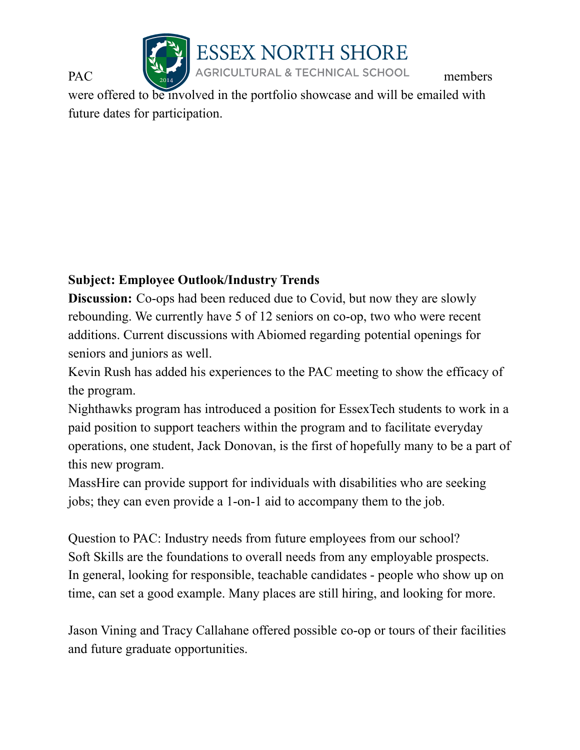PAC members were offered to be involved in the portfolio showcase and will be emailed with future dates for participation.

**Subject: Employee Outlook/Industry Trends**

**Discussion:** Co-ops had been reduced due to Covid, but now they are slowly rebounding. We currently have 5 of 12 seniors on co-op, two who were recent additions. Current discussions with Abiomed regarding potential openings for seniors and juniors as well.

Kevin Rush has added his experiences to the PAC meeting to show the efficacy of the program.

Nighthawks program has introduced a position for EssexTech students to work in a paid position to support teachers within the program and to facilitate everyday operations, one student, Jack Donovan, is the first of hopefully many to be a part of this new program.

MassHire can provide support for individuals with disabilities who are seeking jobs; they can even provide a 1-on-1 aid to accompany them to the job.

Question to PAC: Industry needs from future employees from our school?

Soft Skills are the foundations to overall needs from any employable prospects.

In general, looking for responsible, teachable candidates - people who show up on time, can set a good example. Many places are still hiring, and looking for more.

Jason Vining and Tracy Callahane offered possible co-op or tours of their facilities and future graduate opportunities.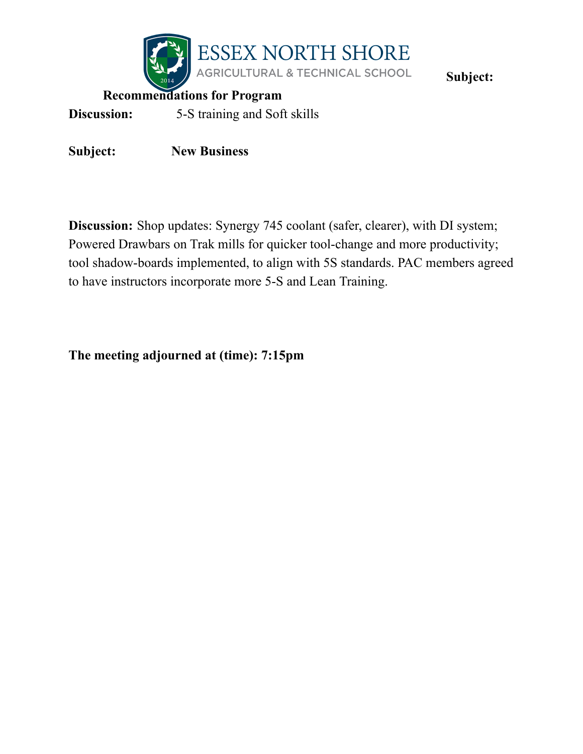**Subject:** **Recommendations for Program**

**Discussion:** 5-S training and Soft skills

**Subject:** **New Business**

**Discussion:** Shop updates: Synergy 745 coolant (safer, clearer), with DI system; Powered Drawbars on Trak mills for quicker tool-change and more productivity; tool shadow-boards implemented, to align with 5S standards. PAC members agreed to have instructors incorporate more 5-S and Lean Training.

**The meeting adjourned at (time): 7:15pm**